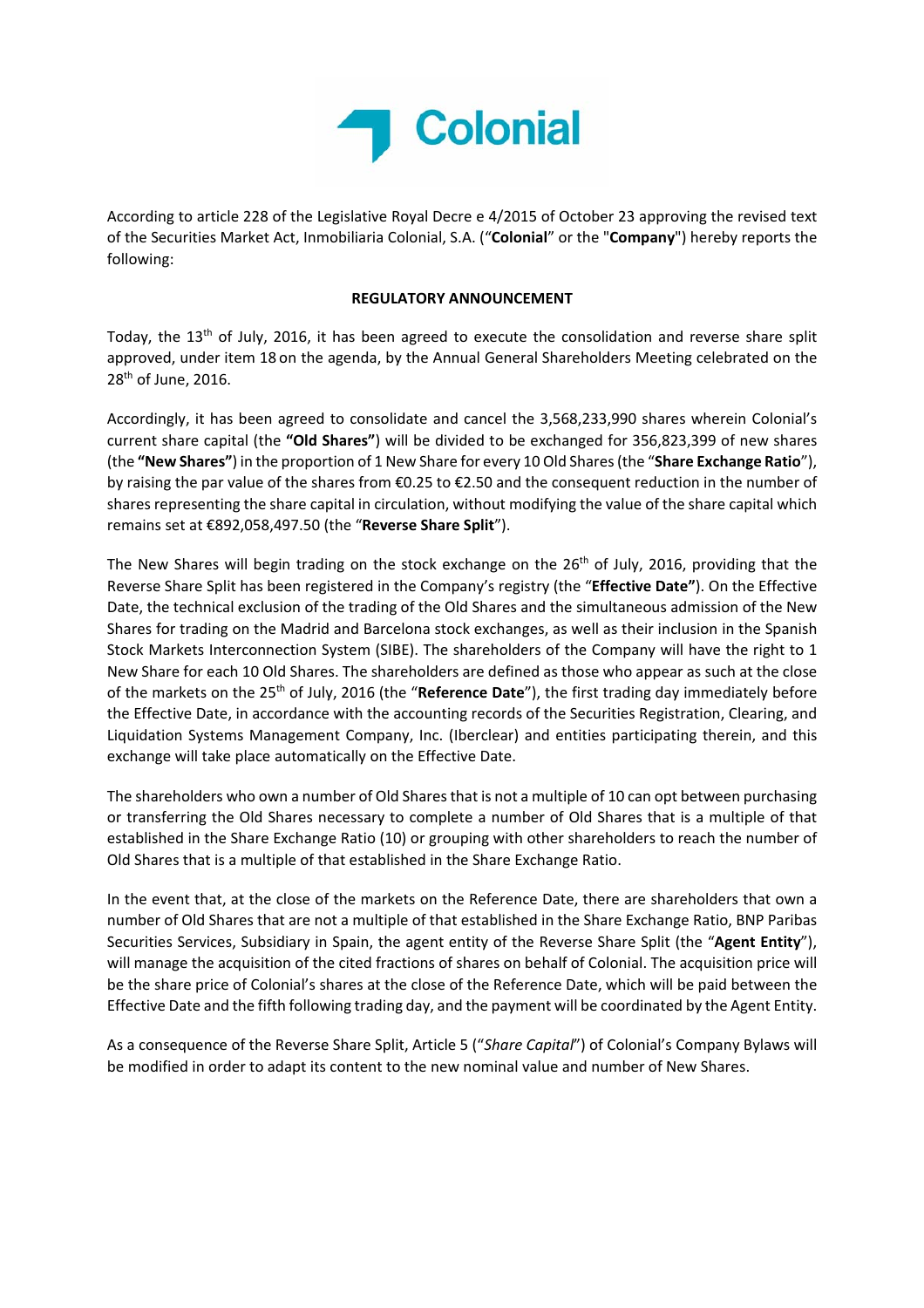Colonial

According to article 228 of the Legislative Royal Decre e 4/2015 of October 23 approving the revised text of the Securities Market Act, Inmobiliaria Colonial, S.A. ("**Colonial**" or the "**Company**") hereby reports the following:

**REGULATORY ANNOUNCEMENT**

Today, the 13th of July, 2016, it has been agreed to execute the consolidation and reverse share split approved, under item 18 on the agenda, by the Annual General Shareholders Meeting celebrated on the 28th of June, 2016.

Accordingly, it has been agreed to consolidate and cancel the 3,568,233,990 shares wherein Colonial's current share capital (the **"Old Shares"**) will be divided to be exchanged for 356,823,399 of new shares (the **"New Shares"**) in the proportion of 1 New Share for every 10 Old Shares (the "**Share Exchange Ratio**"), by raising the par value of the shares from €0.25 to €2.50 and the consequent reduction in the number of shares representing the share capital in circulation, without modifying the value of the share capital which remains set at €892,058,497.50 (the "**Reverse Share Split**").

The New Shares will begin trading on the stock exchange on the 26th of July, 2016, providing that the Reverse Share Split has been registered in the Company's registry (the "**Effective Date"**). On the Effective Date, the technical exclusion of the trading of the Old Shares and the simultaneous admission of the New Shares for trading on the Madrid and Barcelona stock exchanges, as well as their inclusion in the Spanish Stock Markets Interconnection System (SIBE). The shareholders of the Company will have the right to 1 New Share for each 10 Old Shares. The shareholders are defined as those who appear as such at the close of the markets on the 25th of July, 2016 (the "**Reference Date**"), the first trading day immediately before the Effective Date, in accordance with the accounting records of the Securities Registration, Clearing, and Liquidation Systems Management Company, Inc. (Iberclear) and entities participating therein, and this exchange will take place automatically on the Effective Date.

The shareholders who own a number of Old Shares that is not a multiple of 10 can opt between purchasing or transferring the Old Shares necessary to complete a number of Old Shares that is a multiple of that established in the Share Exchange Ratio (10) or grouping with other shareholders to reach the number of Old Shares that is a multiple of that established in the Share Exchange Ratio.

In the event that, at the close of the markets on the Reference Date, there are shareholders that own a number of Old Shares that are not a multiple of that established in the Share Exchange Ratio, BNP Paribas Securities Services, Subsidiary in Spain, the agent entity of the Reverse Share Split (the "**Agent Entity**"), will manage the acquisition of the cited fractions of shares on behalf of Colonial. The acquisition price will be the share price of Colonial's shares at the close of the Reference Date, which will be paid between the Effective Date and the fifth following trading day, and the payment will be coordinated by the Agent Entity.

As a consequence of the Reverse Share Split, Article 5 ("*Share Capital*") of Colonial's Company Bylaws will be modified in order to adapt its content to the new nominal value and number of New Shares.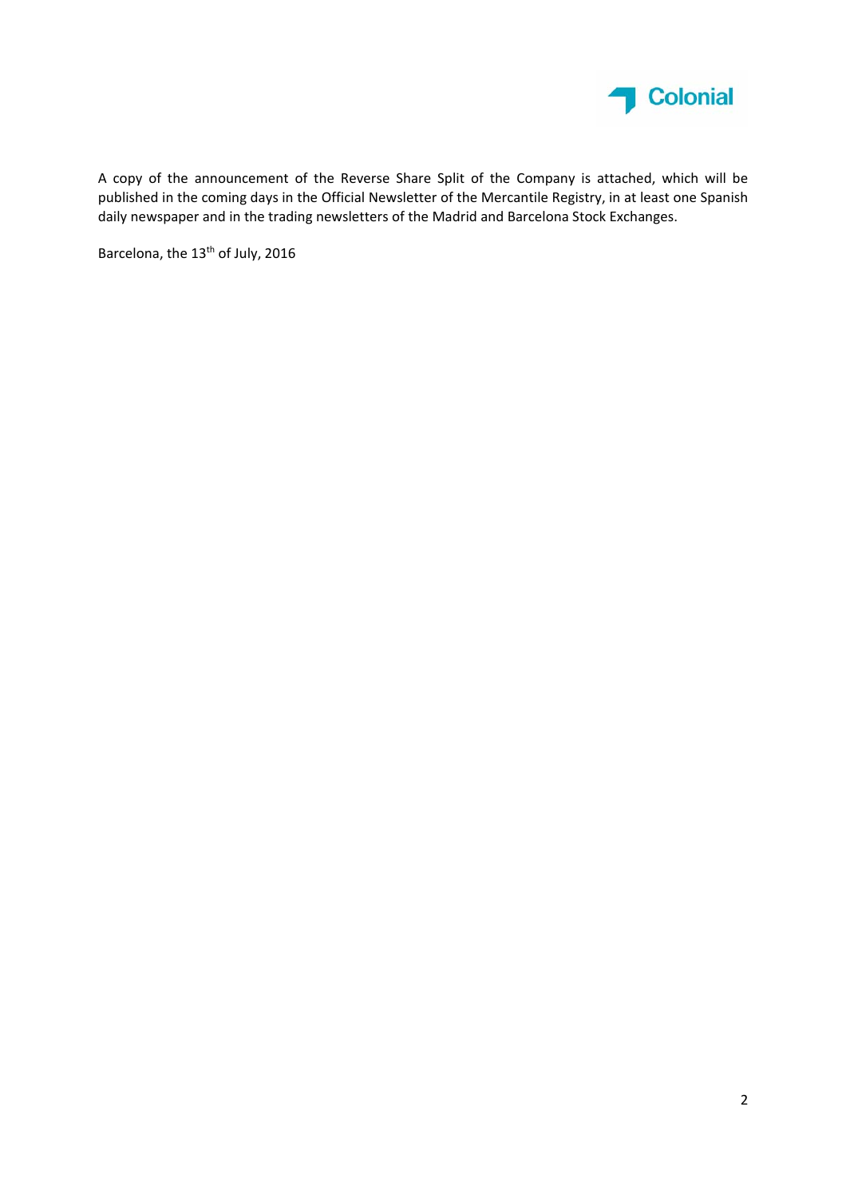A copy of the announcement of the Reverse Share Split of the Company is attached, which will be published in the coming days in the Official Newsletter of the Mercantile Registry, in at least one Spanish daily newspaper and in the trading newsletters of the Madrid and Barcelona Stock Exchanges.

Barcelona, the 13th of July, 2016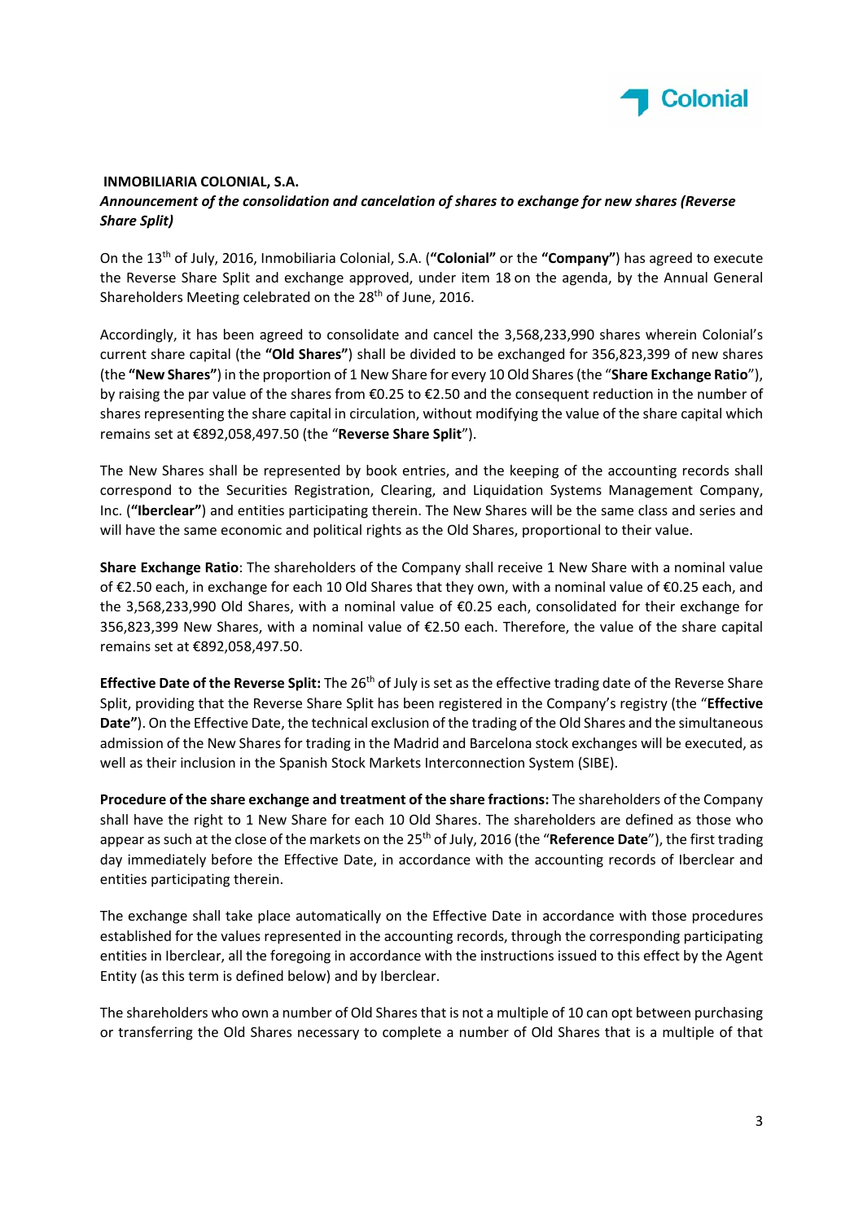**INMOBILIARIA COLONIAL, S.A.**

***Announcement of the consolidation and cancelation of shares to exchange for new shares (Reverse Share Split)***

On the 13th of July, 2016, Inmobiliaria Colonial, S.A. (**"Colonial"** or the **"Company"**) has agreed to execute the Reverse Share Split and exchange approved, under item 18 on the agenda, by the Annual General Shareholders Meeting celebrated on the 28th of June, 2016.

Accordingly, it has been agreed to consolidate and cancel the 3,568,233,990 shares wherein Colonial's current share capital (the **"Old Shares"**) shall be divided to be exchanged for 356,823,399 of new shares (the **"New Shares"**) in the proportion of 1 New Share for every 10 Old Shares (the "**Share Exchange Ratio**"), by raising the par value of the shares from €0.25 to €2.50 and the consequent reduction in the number of shares representing the share capital in circulation, without modifying the value of the share capital which remains set at €892,058,497.50 (the "**Reverse Share Split**").

The New Shares shall be represented by book entries, and the keeping of the accounting records shall correspond to the Securities Registration, Clearing, and Liquidation Systems Management Company, Inc. (**"Iberclear"**) and entities participating therein. The New Shares will be the same class and series and will have the same economic and political rights as the Old Shares, proportional to their value.

**Share Exchange Ratio**: The shareholders of the Company shall receive 1 New Share with a nominal value of €2.50 each, in exchange for each 10 Old Shares that they own, with a nominal value of €0.25 each, and the 3,568,233,990 Old Shares, with a nominal value of €0.25 each, consolidated for their exchange for 356,823,399 New Shares, with a nominal value of €2.50 each. Therefore, the value of the share capital remains set at €892,058,497.50.

**Effective Date of the Reverse Split:** The 26th of July is set as the effective trading date of the Reverse Share Split, providing that the Reverse Share Split has been registered in the Company's registry (the "**Effective Date"**). On the Effective Date, the technical exclusion of the trading of the Old Shares and the simultaneous admission of the New Shares for trading in the Madrid and Barcelona stock exchanges will be executed, as well as their inclusion in the Spanish Stock Markets Interconnection System (SIBE).

**Procedure of the share exchange and treatment of the share fractions:** The shareholders of the Company shall have the right to 1 New Share for each 10 Old Shares. The shareholders are defined as those who appear as such at the close of the markets on the 25th of July, 2016 (the "**Reference Date**"), the first trading day immediately before the Effective Date, in accordance with the accounting records of Iberclear and entities participating therein.

The exchange shall take place automatically on the Effective Date in accordance with those procedures established for the values represented in the accounting records, through the corresponding participating entities in Iberclear, all the foregoing in accordance with the instructions issued to this effect by the Agent Entity (as this term is defined below) and by Iberclear.

The shareholders who own a number of Old Shares that is not a multiple of 10 can opt between purchasing or transferring the Old Shares necessary to complete a number of Old Shares that is a multiple of that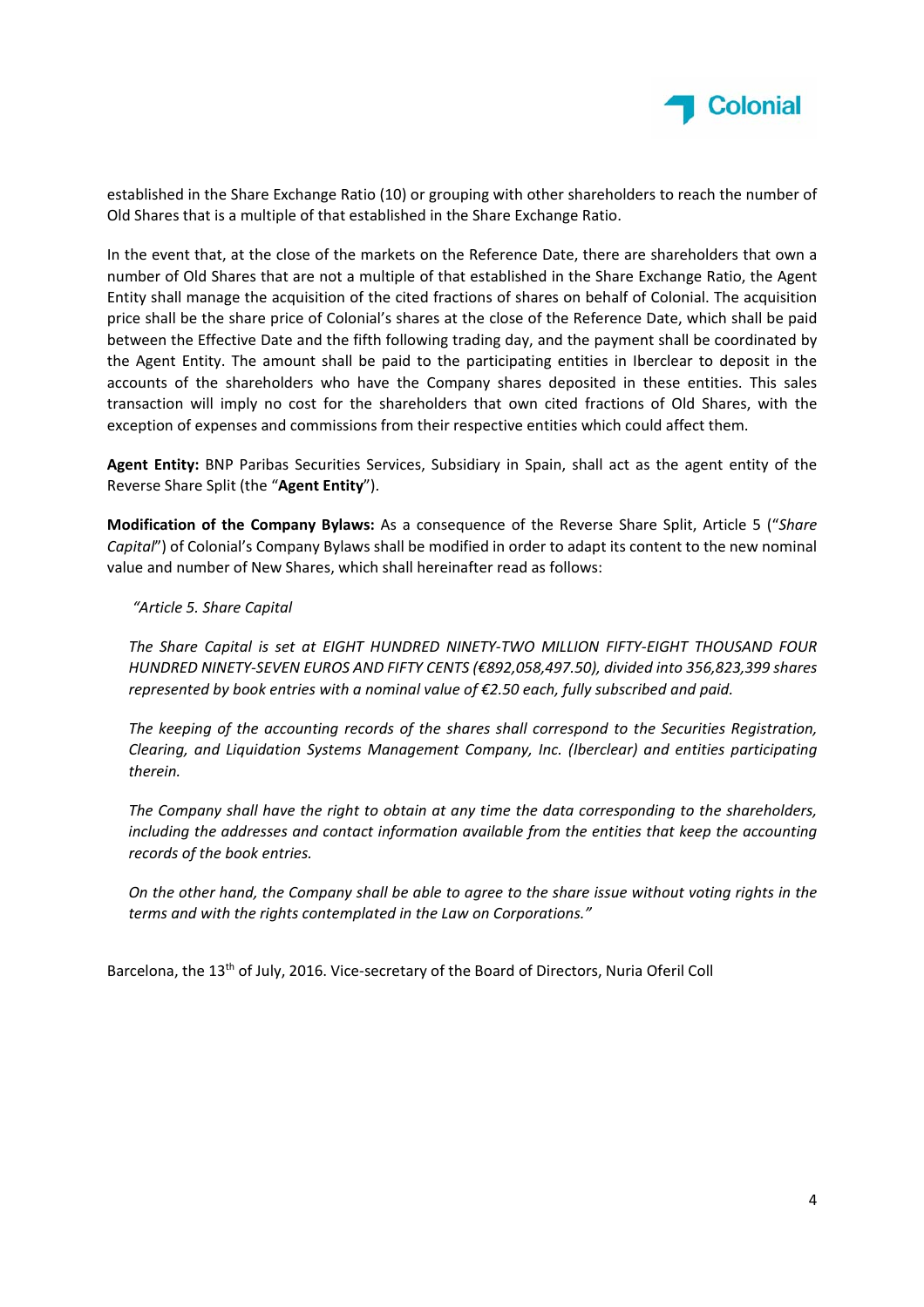established in the Share Exchange Ratio (10) or grouping with other shareholders to reach the number of Old Shares that is a multiple of that established in the Share Exchange Ratio.

In the event that, at the close of the markets on the Reference Date, there are shareholders that own a number of Old Shares that are not a multiple of that established in the Share Exchange Ratio, the Agent Entity shall manage the acquisition of the cited fractions of shares on behalf of Colonial. The acquisition price shall be the share price of Colonial's shares at the close of the Reference Date, which shall be paid between the Effective Date and the fifth following trading day, and the payment shall be coordinated by the Agent Entity. The amount shall be paid to the participating entities in Iberclear to deposit in the accounts of the shareholders who have the Company shares deposited in these entities. This sales transaction will imply no cost for the shareholders that own cited fractions of Old Shares, with the exception of expenses and commissions from their respective entities which could affect them.

**Agent Entity:** BNP Paribas Securities Services, Subsidiary in Spain, shall act as the agent entity of the Reverse Share Split (the "**Agent Entity**").

**Modification of the Company Bylaws:** As a consequence of the Reverse Share Split, Article 5 ("*Share Capital*") of Colonial's Company Bylaws shall be modified in order to adapt its content to the new nominal value and number of New Shares, which shall hereinafter read as follows:

> *"Article 5. Share Capital*
>
> *The Share Capital is set at EIGHT HUNDRED NINETY-TWO MILLION FIFTY-EIGHT THOUSAND FOUR HUNDRED NINETY-SEVEN EUROS AND FIFTY CENTS (€892,058,497.50), divided into 356,823,399 shares represented by book entries with a nominal value of €2.50 each, fully subscribed and paid.*
>
> *The keeping of the accounting records of the shares shall correspond to the Securities Registration, Clearing, and Liquidation Systems Management Company, Inc. (Iberclear) and entities participating therein.*
>
> *The Company shall have the right to obtain at any time the data corresponding to the shareholders, including the addresses and contact information available from the entities that keep the accounting records of the book entries.*
>
> *On the other hand, the Company shall be able to agree to the share issue without voting rights in the terms and with the rights contemplated in the Law on Corporations."*

Barcelona, the 13th of July, 2016. Vice-secretary of the Board of Directors, Nuria Oferil Coll